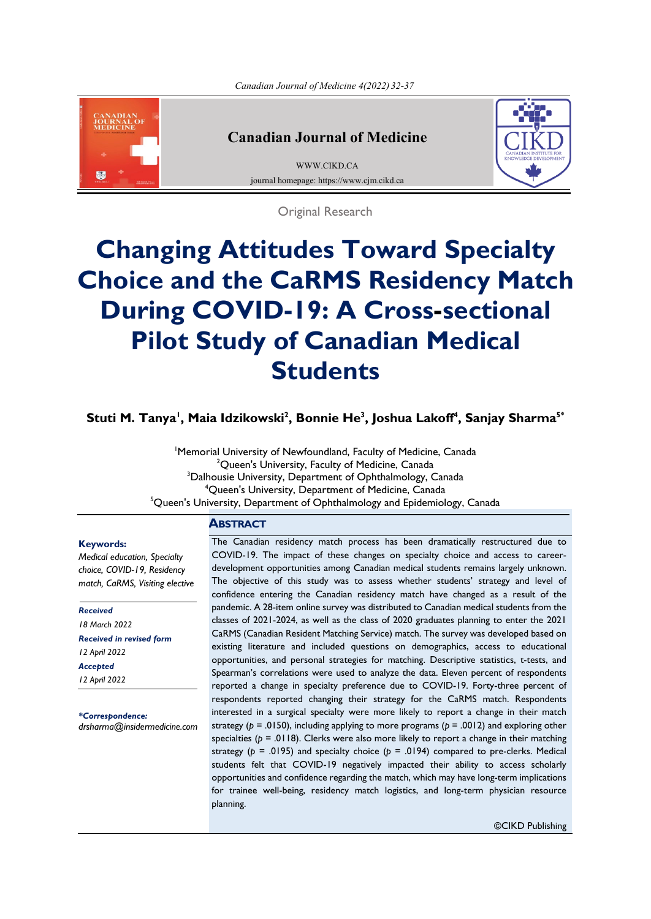Original Research

# Changing Attitudes Toward Specialty Choice and the CaRMS Residency Match During COVID-19: A Cross-sectional Pilot Study of Canadian Medical Students

**Stuti M. Tanya[1], Maia Idzikowski[2], Bonnie He[3], Joshua Lakoff[4], Sanjay Sharma[5*]**

[1]Memorial University of Newfoundland, Faculty of Medicine, Canada
[2]Queen's University, Faculty of Medicine, Canada
[3]Dalhousie University, Department of Ophthalmology, Canada
[4]Queen's University, Department of Medicine, Canada
[5]Queen's University, Department of Ophthalmology and Epidemiology, Canada

**Keywords:**
*Medical education, Specialty choice, COVID-19, Residency match, CaRMS, Visiting elective*

***Received***
*18 March 2022*
***Received in revised form***
*12 April 2022*
***Accepted***
*12 April 2022*

***\*Correspondence:***
*drsharma@insidermedicine.com*

## Abstract

The Canadian residency match process has been dramatically restructured due to COVID-19. The impact of these changes on specialty choice and access to career-development opportunities among Canadian medical students remains largely unknown. The objective of this study was to assess whether students' strategy and level of confidence entering the Canadian residency match have changed as a result of the pandemic. A 28-item online survey was distributed to Canadian medical students from the classes of 2021-2024, as well as the class of 2020 graduates planning to enter the 2021 CaRMS (Canadian Resident Matching Service) match. The survey was developed based on existing literature and included questions on demographics, access to educational opportunities, and personal strategies for matching. Descriptive statistics, t-tests, and Spearman's correlations were used to analyze the data. Eleven percent of respondents reported a change in specialty preference due to COVID-19. Forty-three percent of respondents reported changing their strategy for the CaRMS match. Respondents interested in a surgical specialty were more likely to report a change in their match strategy ($p = .0150$), including applying to more programs ($p = .0012$) and exploring other specialties ($p = .0118$). Clerks were also more likely to report a change in their matching strategy ($p = .0195$) and specialty choice ($p = .0194$) compared to pre-clerks. Medical students felt that COVID-19 negatively impacted their ability to access scholarly opportunities and confidence regarding the match, which may have long-term implications for trainee well-being, residency match logistics, and long-term physician resource planning.

©CIKD Publishing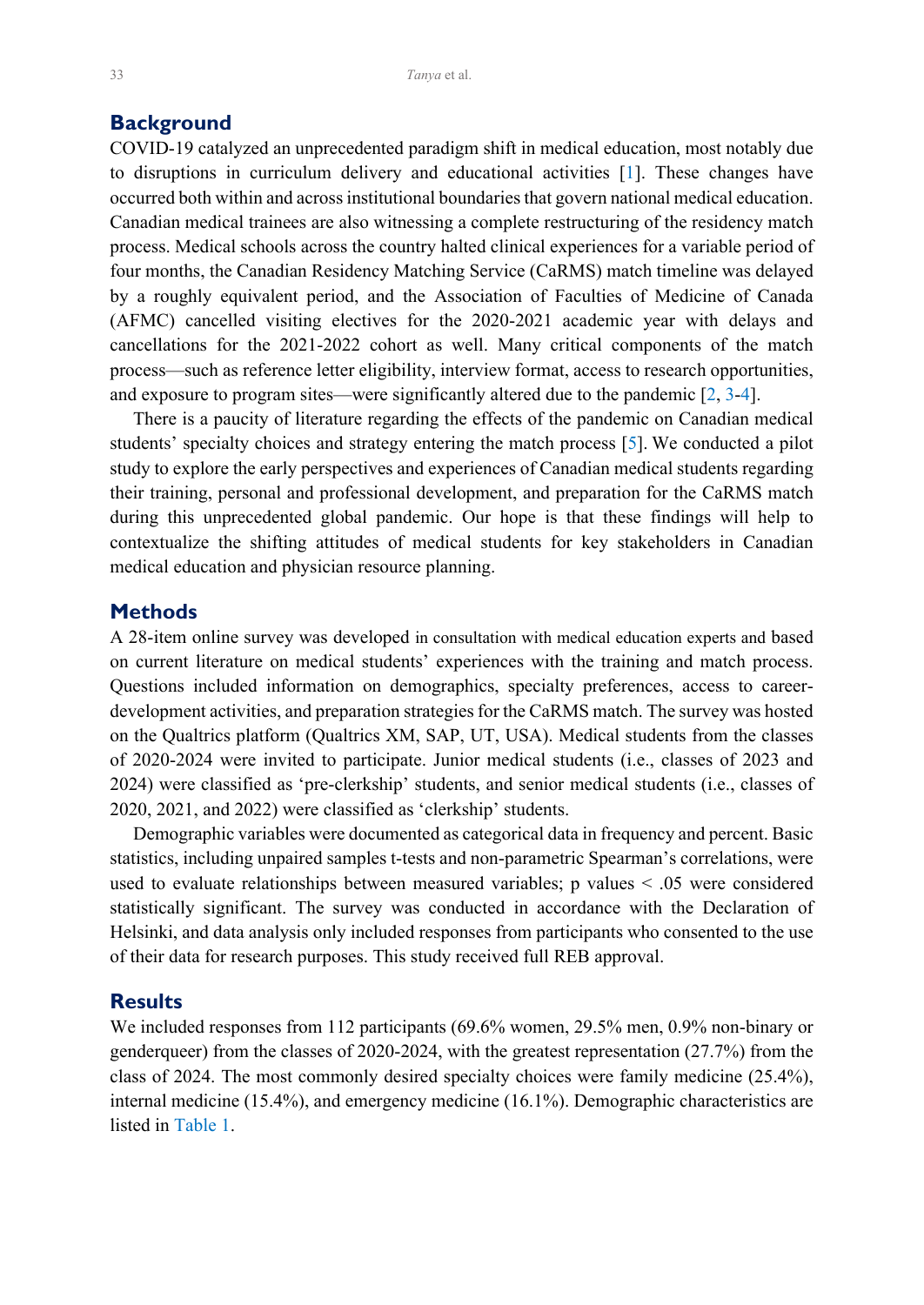## Background

COVID-19 catalyzed an unprecedented paradigm shift in medical education, most notably due to disruptions in curriculum delivery and educational activities [1]. These changes have occurred both within and across institutional boundaries that govern national medical education. Canadian medical trainees are also witnessing a complete restructuring of the residency match process. Medical schools across the country halted clinical experiences for a variable period of four months, the Canadian Residency Matching Service (CaRMS) match timeline was delayed by a roughly equivalent period, and the Association of Faculties of Medicine of Canada (AFMC) cancelled visiting electives for the 2020-2021 academic year with delays and cancellations for the 2021-2022 cohort as well. Many critical components of the match process—such as reference letter eligibility, interview format, access to research opportunities, and exposure to program sites—were significantly altered due to the pandemic [2, 3-4].

There is a paucity of literature regarding the effects of the pandemic on Canadian medical students' specialty choices and strategy entering the match process [5]. We conducted a pilot study to explore the early perspectives and experiences of Canadian medical students regarding their training, personal and professional development, and preparation for the CaRMS match during this unprecedented global pandemic. Our hope is that these findings will help to contextualize the shifting attitudes of medical students for key stakeholders in Canadian medical education and physician resource planning.

## Methods

A 28-item online survey was developed in consultation with medical education experts and based on current literature on medical students' experiences with the training and match process. Questions included information on demographics, specialty preferences, access to career-development activities, and preparation strategies for the CaRMS match. The survey was hosted on the Qualtrics platform (Qualtrics XM, SAP, UT, USA). Medical students from the classes of 2020-2024 were invited to participate. Junior medical students (i.e., classes of 2023 and 2024) were classified as 'pre-clerkship' students, and senior medical students (i.e., classes of 2020, 2021, and 2022) were classified as 'clerkship' students.

Demographic variables were documented as categorical data in frequency and percent. Basic statistics, including unpaired samples t-tests and non-parametric Spearman's correlations, were used to evaluate relationships between measured variables; p values $< .05$ were considered statistically significant. The survey was conducted in accordance with the Declaration of Helsinki, and data analysis only included responses from participants who consented to the use of their data for research purposes. This study received full REB approval.

## Results

We included responses from 112 participants (69.6% women, 29.5% men, 0.9% non-binary or genderqueer) from the classes of 2020-2024, with the greatest representation (27.7%) from the class of 2024. The most commonly desired specialty choices were family medicine (25.4%), internal medicine (15.4%), and emergency medicine (16.1%). Demographic characteristics are listed in Table 1.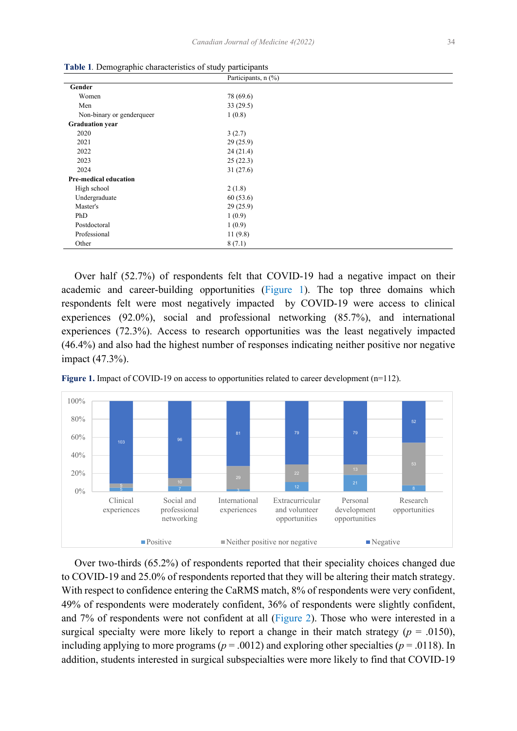**Table 1**. Demographic characteristics of study participants

| | Participants, n (%) |
|---|---|
| **Gender** | |
| Women | 78 (69.6) |
| Men | 33 (29.5) |
| Non-binary or genderqueer | 1 (0.8) |
| **Graduation year** | |
| 2020 | 3 (2.7) |
| 2021 | 29 (25.9) |
| 2022 | 24 (21.4) |
| 2023 | 25 (22.3) |
| 2024 | 31 (27.6) |
| **Pre-medical education** | |
| High school | 2 (1.8) |
| Undergraduate | 60 (53.6) |
| Master's | 29 (25.9) |
| PhD | 1 (0.9) |
| Postdoctoral | 1 (0.9) |
| Professional | 11 (9.8) |
| Other | 8 (7.1) |

Over half (52.7%) of respondents felt that COVID-19 had a negative impact on their academic and career-building opportunities (Figure 1). The top three domains which respondents felt were most negatively impacted by COVID-19 were access to clinical experiences (92.0%), social and professional networking (85.7%), and international experiences (72.3%). Access to research opportunities was the least negatively impacted (46.4%) and also had the highest number of responses indicating neither positive nor negative impact (47.3%).

**Figure 1.** Impact of COVID-19 on access to opportunities related to career development (n=112).

| | Positive | Neither positive nor negative | Negative |
|---|---|---|---|
| Clinical experiences | 5 | 5 | 103 |
| Social and professional networking | 7 | 10 | 96 |
| International experiences | 3 | 29 | 81 |
| Extracurricular and volunteer opportunities | 12 | 22 | 79 |
| Personal development opportunities | 21 | 13 | 79 |
| Research opportunities | 8 | 53 | 52 |

Over two-thirds (65.2%) of respondents reported that their speciality choices changed due to COVID-19 and 25.0% of respondents reported that they will be altering their match strategy. With respect to confidence entering the CaRMS match, 8% of respondents were very confident, 49% of respondents were moderately confident, 36% of respondents were slightly confident, and 7% of respondents were not confident at all (Figure 2). Those who were interested in a surgical specialty were more likely to report a change in their match strategy ($p$ = .0150), including applying to more programs ($p$ = .0012) and exploring other specialties ($p$ = .0118). In addition, students interested in surgical subspecialties were more likely to find that COVID-19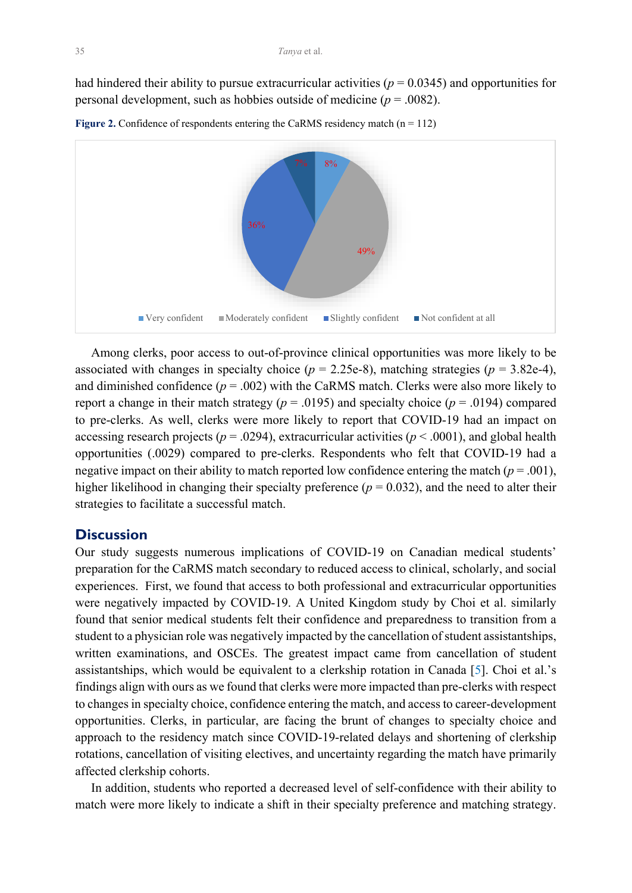had hindered their ability to pursue extracurricular activities ($p = 0.0345$) and opportunities for personal development, such as hobbies outside of medicine ($p = .0082$).

**Figure 2.** Confidence of respondents entering the CaRMS residency match (n = 112)

Among clerks, poor access to out-of-province clinical opportunities was more likely to be associated with changes in specialty choice ($p = 2.25\text{e-}8$), matching strategies ($p = 3.82\text{e-}4$), and diminished confidence ($p = .002$) with the CaRMS match. Clerks were also more likely to report a change in their match strategy ($p = .0195$) and specialty choice ($p = .0194$) compared to pre-clerks. As well, clerks were more likely to report that COVID-19 had an impact on accessing research projects ($p = .0294$), extracurricular activities ($p < .0001$), and global health opportunities (.0029) compared to pre-clerks. Respondents who felt that COVID-19 had a negative impact on their ability to match reported low confidence entering the match ($p = .001$), higher likelihood in changing their specialty preference ($p = 0.032$), and the need to alter their strategies to facilitate a successful match.

## Discussion

Our study suggests numerous implications of COVID-19 on Canadian medical students' preparation for the CaRMS match secondary to reduced access to clinical, scholarly, and social experiences. First, we found that access to both professional and extracurricular opportunities were negatively impacted by COVID-19. A United Kingdom study by Choi et al. similarly found that senior medical students felt their confidence and preparedness to transition from a student to a physician role was negatively impacted by the cancellation of student assistantships, written examinations, and OSCEs. The greatest impact came from cancellation of student assistantships, which would be equivalent to a clerkship rotation in Canada [5]. Choi et al.'s findings align with ours as we found that clerks were more impacted than pre-clerks with respect to changes in specialty choice, confidence entering the match, and access to career-development opportunities. Clerks, in particular, are facing the brunt of changes to specialty choice and approach to the residency match since COVID-19-related delays and shortening of clerkship rotations, cancellation of visiting electives, and uncertainty regarding the match have primarily affected clerkship cohorts.

In addition, students who reported a decreased level of self-confidence with their ability to match were more likely to indicate a shift in their specialty preference and matching strategy.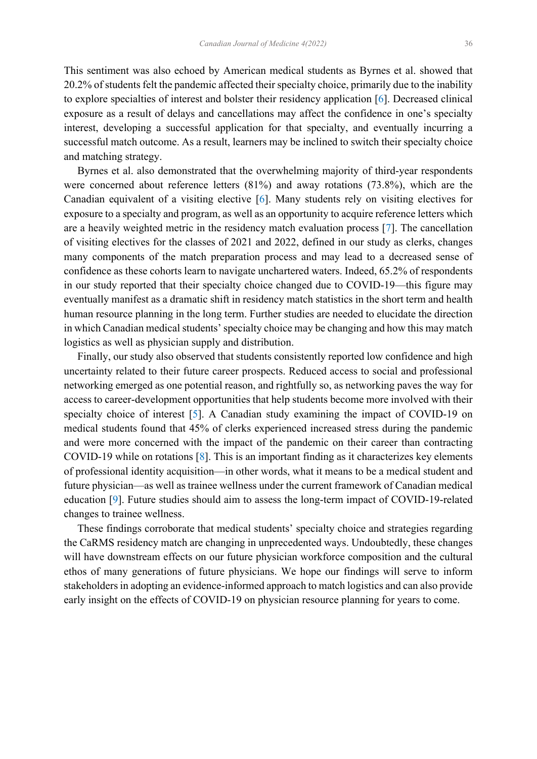This sentiment was also echoed by American medical students as Byrnes et al. showed that 20.2% of students felt the pandemic affected their specialty choice, primarily due to the inability to explore specialties of interest and bolster their residency application [6]. Decreased clinical exposure as a result of delays and cancellations may affect the confidence in one's specialty interest, developing a successful application for that specialty, and eventually incurring a successful match outcome. As a result, learners may be inclined to switch their specialty choice and matching strategy.

Byrnes et al. also demonstrated that the overwhelming majority of third-year respondents were concerned about reference letters (81%) and away rotations (73.8%), which are the Canadian equivalent of a visiting elective [6]. Many students rely on visiting electives for exposure to a specialty and program, as well as an opportunity to acquire reference letters which are a heavily weighted metric in the residency match evaluation process [7]. The cancellation of visiting electives for the classes of 2021 and 2022, defined in our study as clerks, changes many components of the match preparation process and may lead to a decreased sense of confidence as these cohorts learn to navigate unchartered waters. Indeed, 65.2% of respondents in our study reported that their specialty choice changed due to COVID-19—this figure may eventually manifest as a dramatic shift in residency match statistics in the short term and health human resource planning in the long term. Further studies are needed to elucidate the direction in which Canadian medical students' specialty choice may be changing and how this may match logistics as well as physician supply and distribution.

Finally, our study also observed that students consistently reported low confidence and high uncertainty related to their future career prospects. Reduced access to social and professional networking emerged as one potential reason, and rightfully so, as networking paves the way for access to career-development opportunities that help students become more involved with their specialty choice of interest [5]. A Canadian study examining the impact of COVID-19 on medical students found that 45% of clerks experienced increased stress during the pandemic and were more concerned with the impact of the pandemic on their career than contracting COVID-19 while on rotations [8]. This is an important finding as it characterizes key elements of professional identity acquisition—in other words, what it means to be a medical student and future physician—as well as trainee wellness under the current framework of Canadian medical education [9]. Future studies should aim to assess the long-term impact of COVID-19-related changes to trainee wellness.

These findings corroborate that medical students' specialty choice and strategies regarding the CaRMS residency match are changing in unprecedented ways. Undoubtedly, these changes will have downstream effects on our future physician workforce composition and the cultural ethos of many generations of future physicians. We hope our findings will serve to inform stakeholders in adopting an evidence-informed approach to match logistics and can also provide early insight on the effects of COVID-19 on physician resource planning for years to come.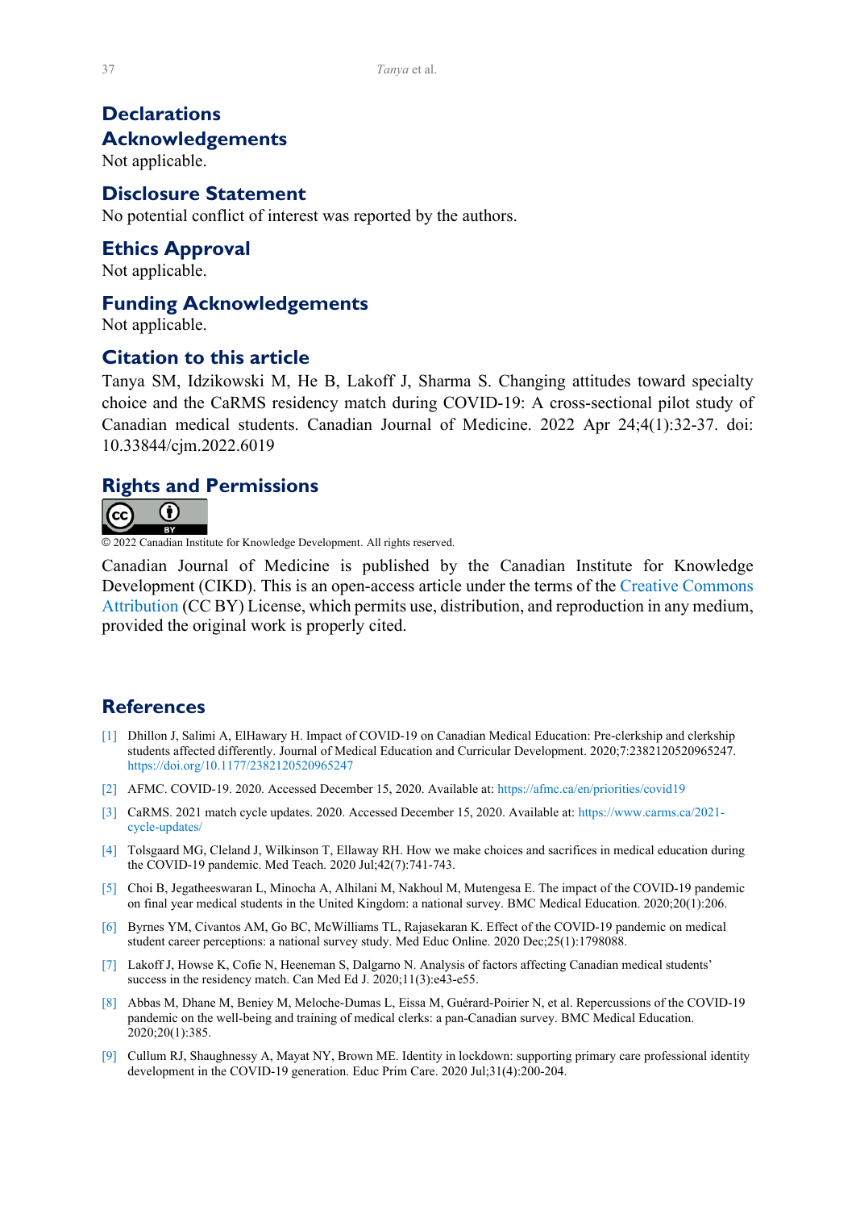## Declarations

### Acknowledgements

Not applicable.

### Disclosure Statement

No potential conflict of interest was reported by the authors.

### Ethics Approval

Not applicable.

### Funding Acknowledgements

Not applicable.

### Citation to this article

Tanya SM, Idzikowski M, He B, Lakoff J, Sharma S. Changing attitudes toward specialty choice and the CaRMS residency match during COVID-19: A cross-sectional pilot study of Canadian medical students. Canadian Journal of Medicine. 2022 Apr 24;4(1):32-37. doi: 10.33844/cjm.2022.6019

### Rights and Permissions

© 2022 Canadian Institute for Knowledge Development. All rights reserved.

Canadian Journal of Medicine is published by the Canadian Institute for Knowledge Development (CIKD). This is an open-access article under the terms of the Creative Commons Attribution (CC BY) License, which permits use, distribution, and reproduction in any medium, provided the original work is properly cited.

## References

[1] Dhillon J, Salimi A, ElHawary H. Impact of COVID-19 on Canadian Medical Education: Pre-clerkship and clerkship students affected differently. Journal of Medical Education and Curricular Development. 2020;7:2382120520965247. https://doi.org/10.1177/2382120520965247

[2] AFMC. COVID-19. 2020. Accessed December 15, 2020. Available at: https://afmc.ca/en/priorities/covid19

[3] CaRMS. 2021 match cycle updates. 2020. Accessed December 15, 2020. Available at: https://www.carms.ca/2021-cycle-updates/

[4] Tolsgaard MG, Cleland J, Wilkinson T, Ellaway RH. How we make choices and sacrifices in medical education during the COVID-19 pandemic. Med Teach. 2020 Jul;42(7):741-743.

[5] Choi B, Jegatheeswaran L, Minocha A, Alhilani M, Nakhoul M, Mutengesa E. The impact of the COVID-19 pandemic on final year medical students in the United Kingdom: a national survey. BMC Medical Education. 2020;20(1):206.

[6] Byrnes YM, Civantos AM, Go BC, McWilliams TL, Rajasekaran K. Effect of the COVID-19 pandemic on medical student career perceptions: a national survey study. Med Educ Online. 2020 Dec;25(1):1798088.

[7] Lakoff J, Howse K, Cofie N, Heeneman S, Dalgarno N. Analysis of factors affecting Canadian medical students' success in the residency match. Can Med Ed J. 2020;11(3):e43-e55.

[8] Abbas M, Dhane M, Beniey M, Meloche-Dumas L, Eissa M, Guérard-Poirier N, et al. Repercussions of the COVID-19 pandemic on the well-being and training of medical clerks: a pan-Canadian survey. BMC Medical Education. 2020;20(1):385.

[9] Cullum RJ, Shaughnessy A, Mayat NY, Brown ME. Identity in lockdown: supporting primary care professional identity development in the COVID-19 generation. Educ Prim Care. 2020 Jul;31(4):200-204.